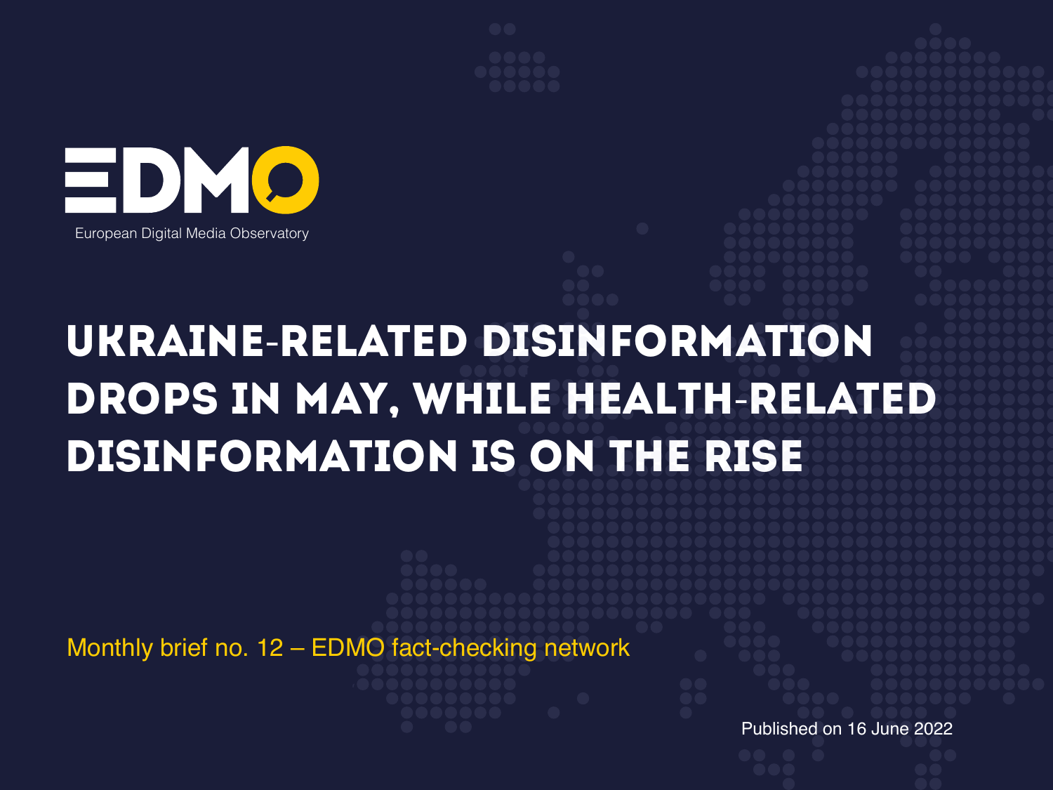EDMO

European Digital Media Observatory

# Ukraine-related disinformation drops in May, while health-related disinformation is on the rise

Monthly brief no. 12 – EDMO fact-checking network

Published on 16 June 2022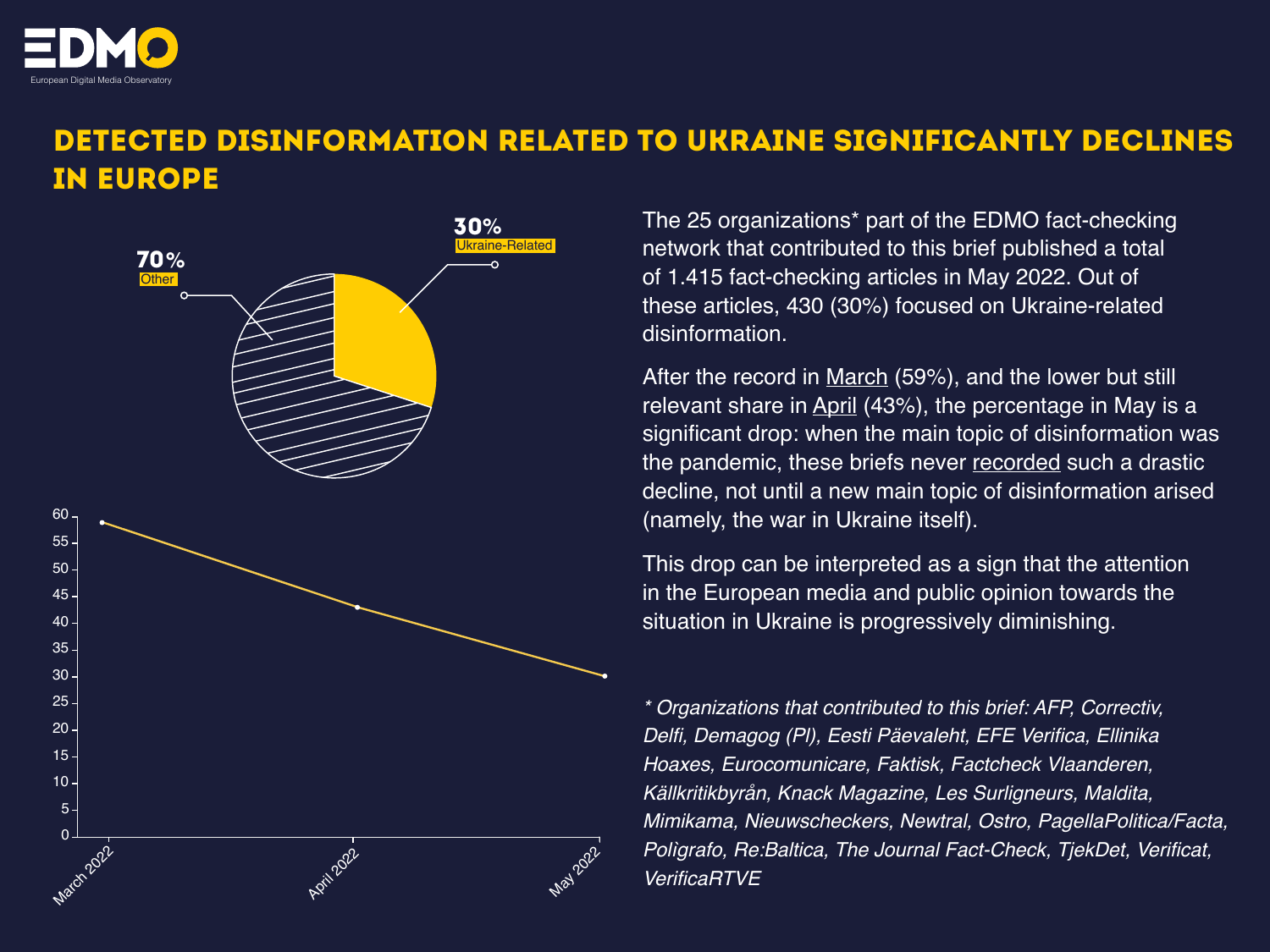# DETECTED DISINFORMATION RELATED TO UKRAINE SIGNIFICANTLY DECLINES IN EUROPE

30% Ukraine-Related

70% Other

| Month | Share (%) |
|---|---|
| March 2022 | 59 |
| April 2022 | 43 |
| May 2022 | 30 |

The 25 organizations* part of the EDMO fact-checking network that contributed to this brief published a total of 1.415 fact-checking articles in May 2022. Out of these articles, 430 (30%) focused on Ukraine-related disinformation.

After the record in March (59%), and the lower but still relevant share in April (43%), the percentage in May is a significant drop: when the main topic of disinformation was the pandemic, these briefs never recorded such a drastic decline, not until a new main topic of disinformation arised (namely, the war in Ukraine itself).

This drop can be interpreted as a sign that the attention in the European media and public opinion towards the situation in Ukraine is progressively diminishing.

*\* Organizations that contributed to this brief: AFP, Correctiv, Delfi, Demagog (Pl), Eesti Päevaleht, EFE Verifica, Ellinika Hoaxes, Eurocomunicare, Faktisk, Factcheck Vlaanderen, Källkritikbyrån, Knack Magazine, Les Surligneurs, Maldita, Mimikama, Nieuwscheckers, Newtral, Ostro, PagellaPolitica/Facta, Poligrafo, Re:Baltica, The Journal Fact-Check, TjekDet, Verificat, VerificaRTVE*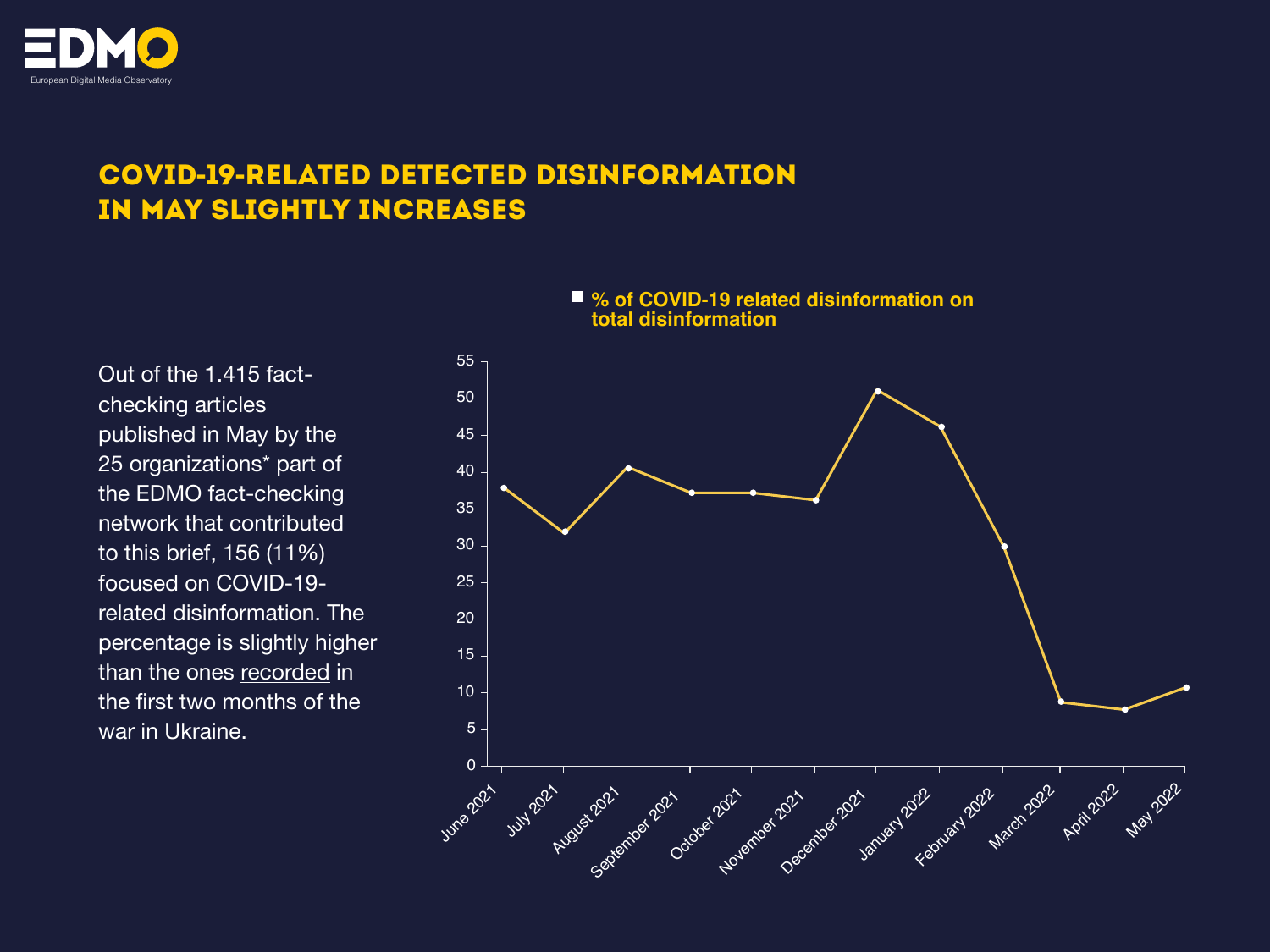# COVID-19-RELATED DETECTED DISINFORMATION IN MAY SLIGHTLY INCREASES

Out of the 1.415 fact-checking articles published in May by the 25 organizations* part of the EDMO fact-checking network that contributed to this brief, 156 (11%) focused on COVID-19-related disinformation. The percentage is slightly higher than the ones recorded in the first two months of the war in Ukraine.

**% of COVID-19 related disinformation on total disinformation**

| Month | % |
| --- | --- |
| June 2021 | 38 |
| July 2021 | 32 |
| August 2021 | 40.5 |
| September 2021 | 37 |
| October 2021 | 37 |
| November 2021 | 36 |
| December 2021 | 51 |
| January 2022 | 46 |
| February 2022 | 30 |
| March 2022 | 8.7 |
| April 2022 | 7.7 |
| May 2022 | 11 |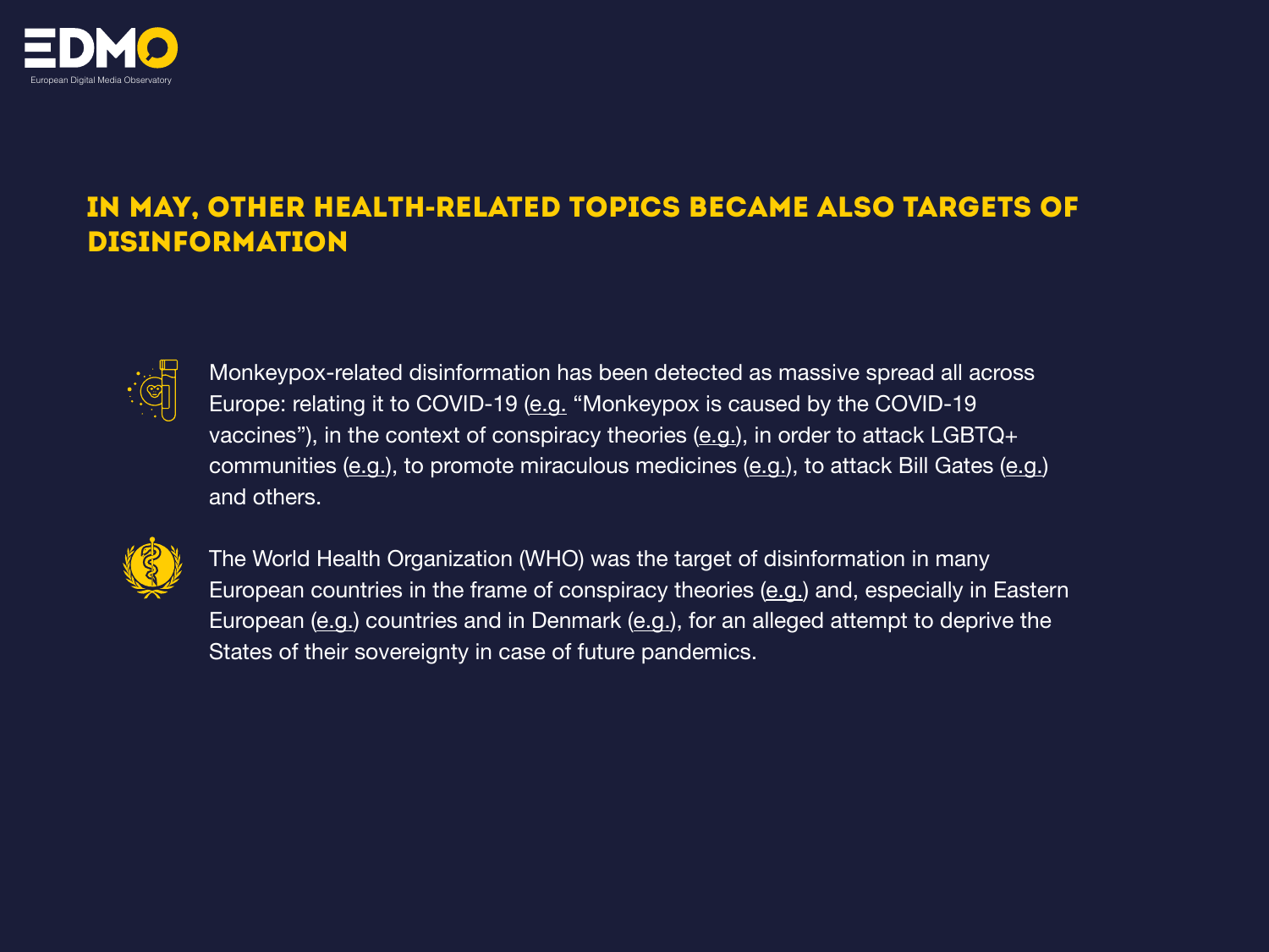## IN MAY, OTHER HEALTH-RELATED TOPICS BECAME ALSO TARGETS OF DISINFORMATION

Monkeypox-related disinformation has been detected as massive spread all across Europe: relating it to COVID-19 (e.g. "Monkeypox is caused by the COVID-19 vaccines"), in the context of conspiracy theories (e.g.), in order to attack LGBTQ+ communities (e.g.), to promote miraculous medicines (e.g.), to attack Bill Gates (e.g.) and others.

The World Health Organization (WHO) was the target of disinformation in many European countries in the frame of conspiracy theories (e.g.) and, especially in Eastern European (e.g.) countries and in Denmark (e.g.), for an alleged attempt to deprive the States of their sovereignty in case of future pandemics.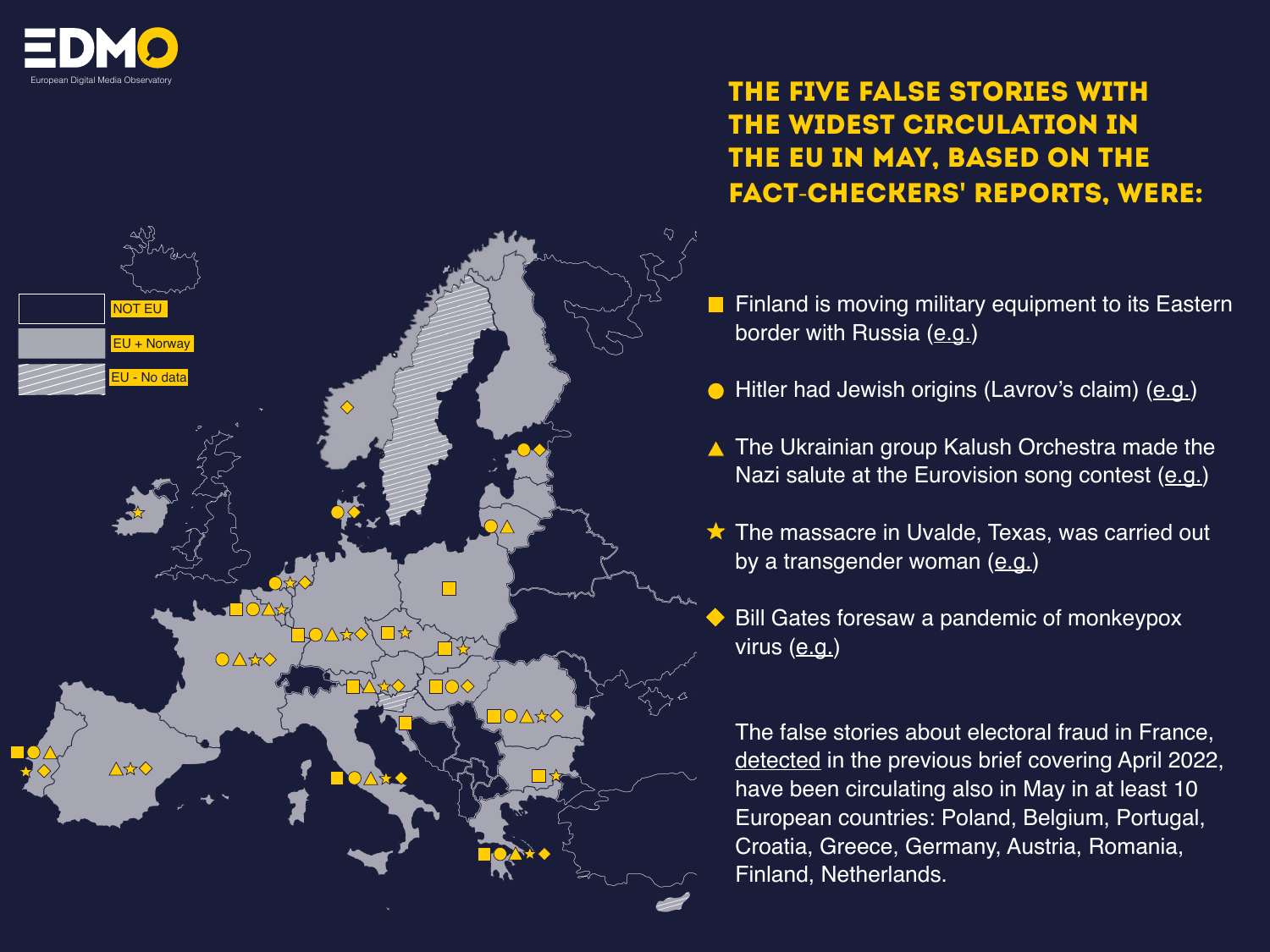# THE FIVE FALSE STORIES WITH THE WIDEST CIRCULATION IN THE EU IN MAY, BASED ON THE FACT-CHECKERS' REPORTS, WERE:

NOT EU

EU + Norway

EU - No data

- ■ Finland is moving military equipment to its Eastern border with Russia (e.g.)
- ● Hitler had Jewish origins (Lavrov's claim) (e.g.)
- ▲ The Ukrainian group Kalush Orchestra made the Nazi salute at the Eurovision song contest (e.g.)
- ★ The massacre in Uvalde, Texas, was carried out by a transgender woman (e.g.)
- ◆ Bill Gates foresaw a pandemic of monkeypox virus (e.g.)

The false stories about electoral fraud in France, detected in the previous brief covering April 2022, have been circulating also in May in at least 10 European countries: Poland, Belgium, Portugal, Croatia, Greece, Germany, Austria, Romania, Finland, Netherlands.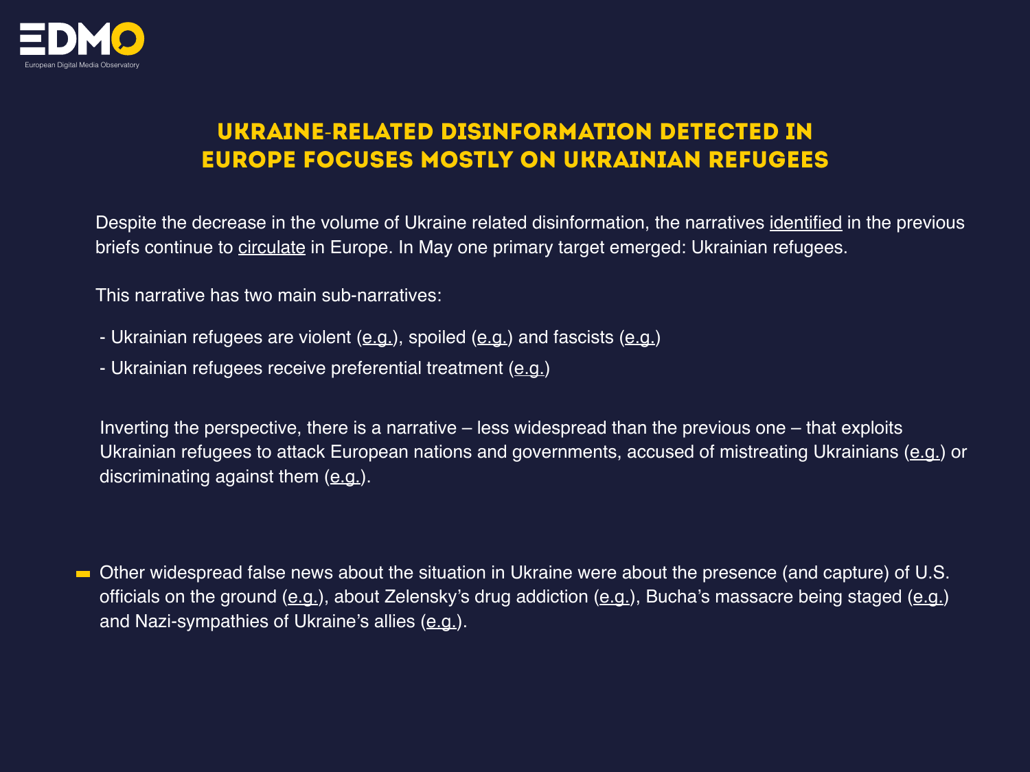## UKRAINE-RELATED DISINFORMATION DETECTED IN EUROPE FOCUSES MOSTLY ON UKRAINIAN REFUGEES

Despite the decrease in the volume of Ukraine related disinformation, the narratives identified in the previous briefs continue to circulate in Europe. In May one primary target emerged: Ukrainian refugees.

This narrative has two main sub-narratives:

- Ukrainian refugees are violent (e.g.), spoiled (e.g.) and fascists (e.g.)
- Ukrainian refugees receive preferential treatment (e.g.)

Inverting the perspective, there is a narrative – less widespread than the previous one – that exploits Ukrainian refugees to attack European nations and governments, accused of mistreating Ukrainians (e.g.) or discriminating against them (e.g.).

- Other widespread false news about the situation in Ukraine were about the presence (and capture) of U.S. officials on the ground (e.g.), about Zelensky's drug addiction (e.g.), Bucha's massacre being staged (e.g.) and Nazi-sympathies of Ukraine's allies (e.g.).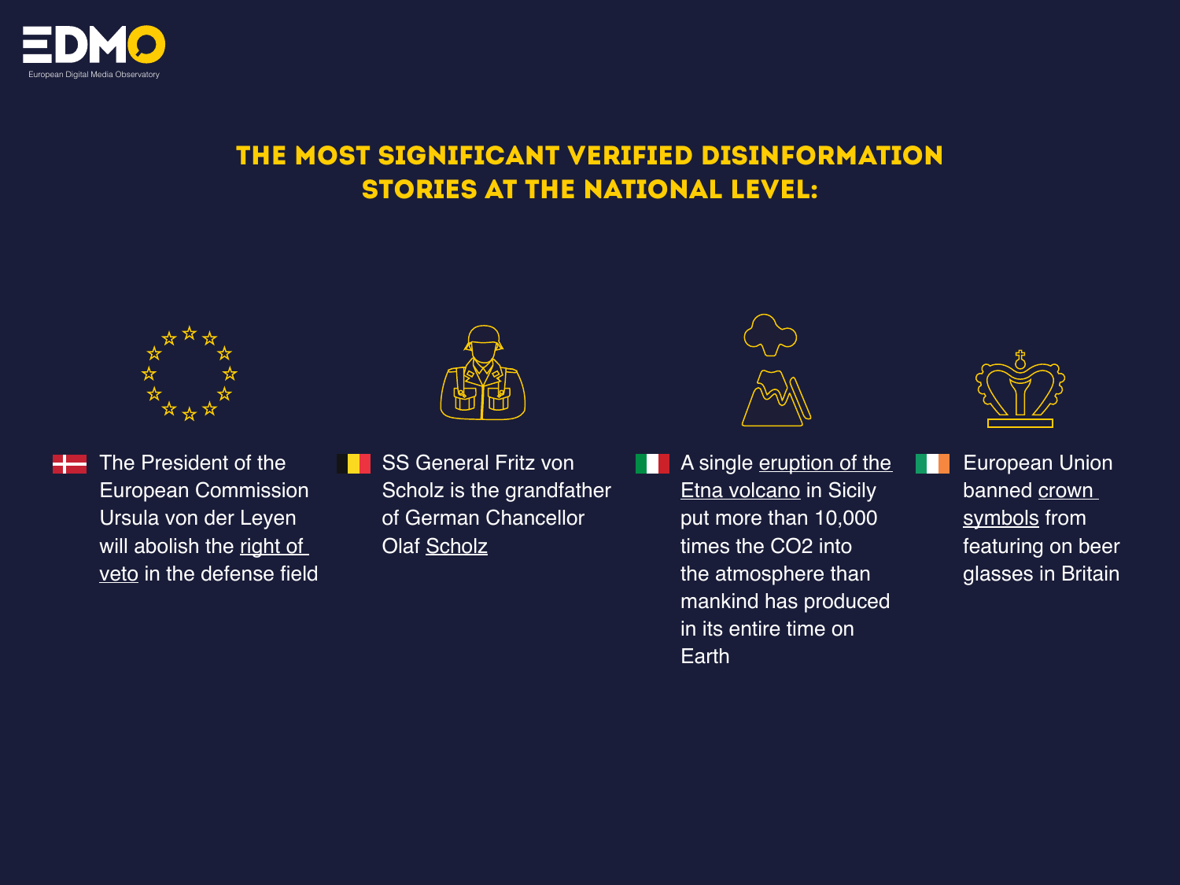# THE MOST SIGNIFICANT VERIFIED DISINFORMATION STORIES AT THE NATIONAL LEVEL:

- The President of the European Commission Ursula von der Leyen will abolish the right of veto in the defense field
- SS General Fritz von Scholz is the grandfather of German Chancellor Olaf Scholz
- A single eruption of the Etna volcano in Sicily put more than 10,000 times the $CO_2$ into the atmosphere than mankind has produced in its entire time on Earth
- European Union banned crown symbols from featuring on beer glasses in Britain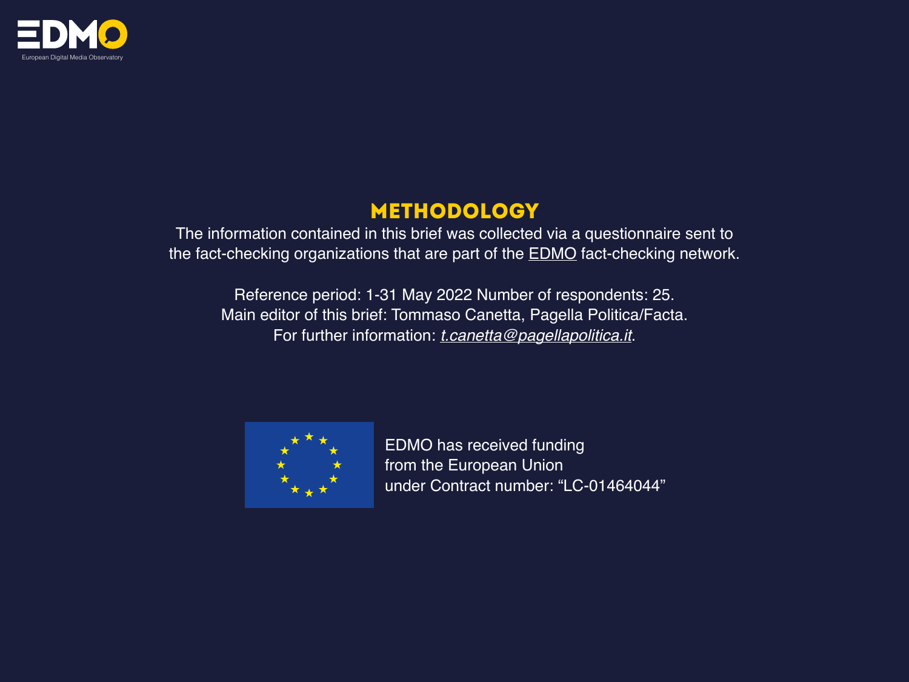EDMO

European Digital Media Observatory

## METHODOLOGY

The information contained in this brief was collected via a questionnaire sent to the fact-checking organizations that are part of the EDMO fact-checking network.

Reference period: 1-31 May 2022 Number of respondents: 25.
Main editor of this brief: Tommaso Canetta, Pagella Politica/Facta.
For further information: *t.canetta@pagellapolitica.it*.

EDMO has received funding
from the European Union
under Contract number: "LC-01464044"